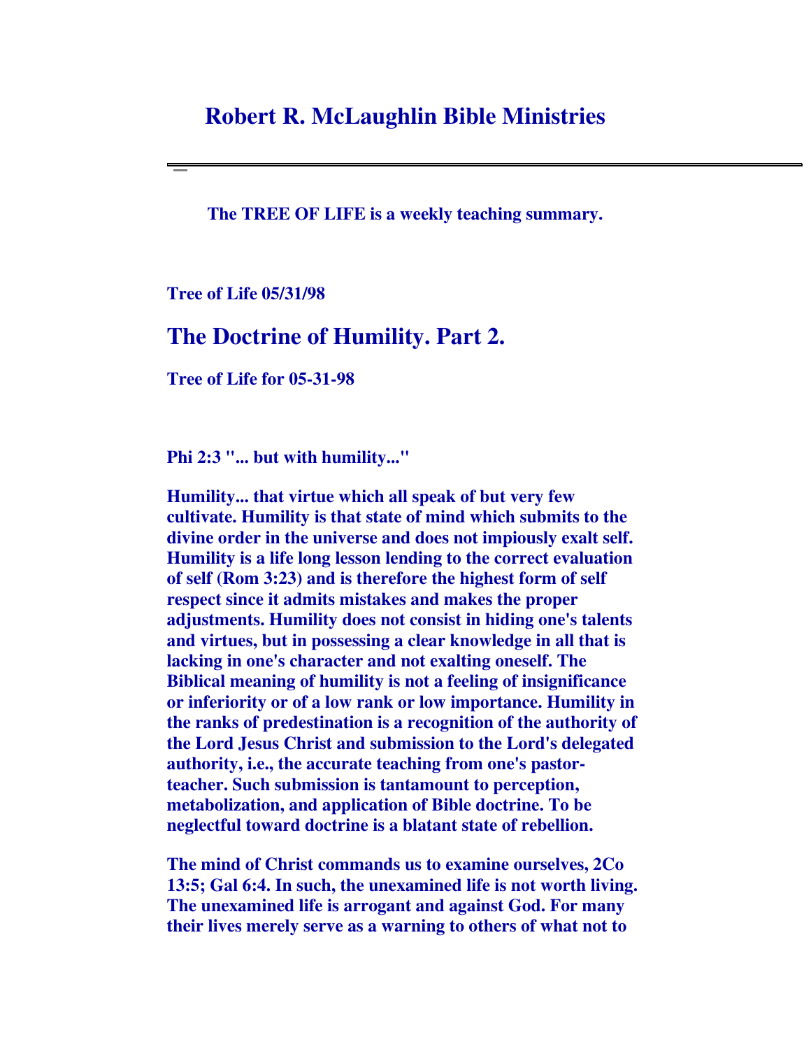# Robert R. McLaughlin Bible Ministries

---

**The TREE OF LIFE is a weekly teaching summary.**

**Tree of Life 05/31/98**

## The Doctrine of Humility. Part 2.

**Tree of Life for 05-31-98**

**Phi 2:3 "... but with humility..."**

**Humility... that virtue which all speak of but very few cultivate. Humility is that state of mind which submits to the divine order in the universe and does not impiously exalt self. Humility is a life long lesson lending to the correct evaluation of self (Rom 3:23) and is therefore the highest form of self respect since it admits mistakes and makes the proper adjustments. Humility does not consist in hiding one's talents and virtues, but in possessing a clear knowledge in all that is lacking in one's character and not exalting oneself. The Biblical meaning of humility is not a feeling of insignificance or inferiority or of a low rank or low importance. Humility in the ranks of predestination is a recognition of the authority of the Lord Jesus Christ and submission to the Lord's delegated authority, i.e., the accurate teaching from one's pastor-teacher. Such submission is tantamount to perception, metabolization, and application of Bible doctrine. To be neglectful toward doctrine is a blatant state of rebellion.**

**The mind of Christ commands us to examine ourselves, 2Co 13:5; Gal 6:4. In such, the unexamined life is not worth living. The unexamined life is arrogant and against God. For many their lives merely serve as a warning to others of what not to**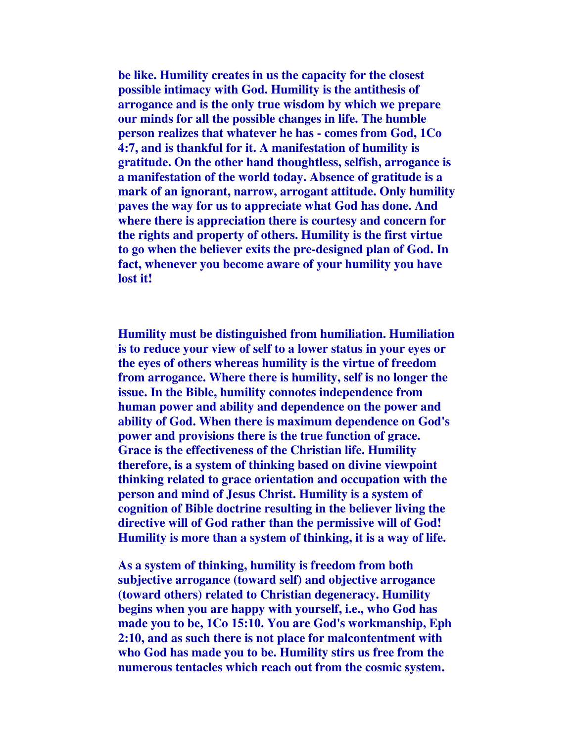be like. Humility creates in us the capacity for the closest possible intimacy with God. Humility is the antithesis of arrogance and is the only true wisdom by which we prepare our minds for all the possible changes in life. The humble person realizes that whatever he has - comes from God, 1Co 4:7, and is thankful for it. A manifestation of humility is gratitude. On the other hand thoughtless, selfish, arrogance is a manifestation of the world today. Absence of gratitude is a mark of an ignorant, narrow, arrogant attitude. Only humility paves the way for us to appreciate what God has done. And where there is appreciation there is courtesy and concern for the rights and property of others. Humility is the first virtue to go when the believer exits the pre-designed plan of God. In fact, whenever you become aware of your humility you have lost it!

Humility must be distinguished from humiliation. Humiliation is to reduce your view of self to a lower status in your eyes or the eyes of others whereas humility is the virtue of freedom from arrogance. Where there is humility, self is no longer the issue. In the Bible, humility connotes independence from human power and ability and dependence on the power and ability of God. When there is maximum dependence on God's power and provisions there is the true function of grace. Grace is the effectiveness of the Christian life. Humility therefore, is a system of thinking based on divine viewpoint thinking related to grace orientation and occupation with the person and mind of Jesus Christ. Humility is a system of cognition of Bible doctrine resulting in the believer living the directive will of God rather than the permissive will of God! Humility is more than a system of thinking, it is a way of life.

As a system of thinking, humility is freedom from both subjective arrogance (toward self) and objective arrogance (toward others) related to Christian degeneracy. Humility begins when you are happy with yourself, i.e., who God has made you to be, 1Co 15:10. You are God's workmanship, Eph 2:10, and as such there is not place for malcontentment with who God has made you to be. Humility stirs us free from the numerous tentacles which reach out from the cosmic system.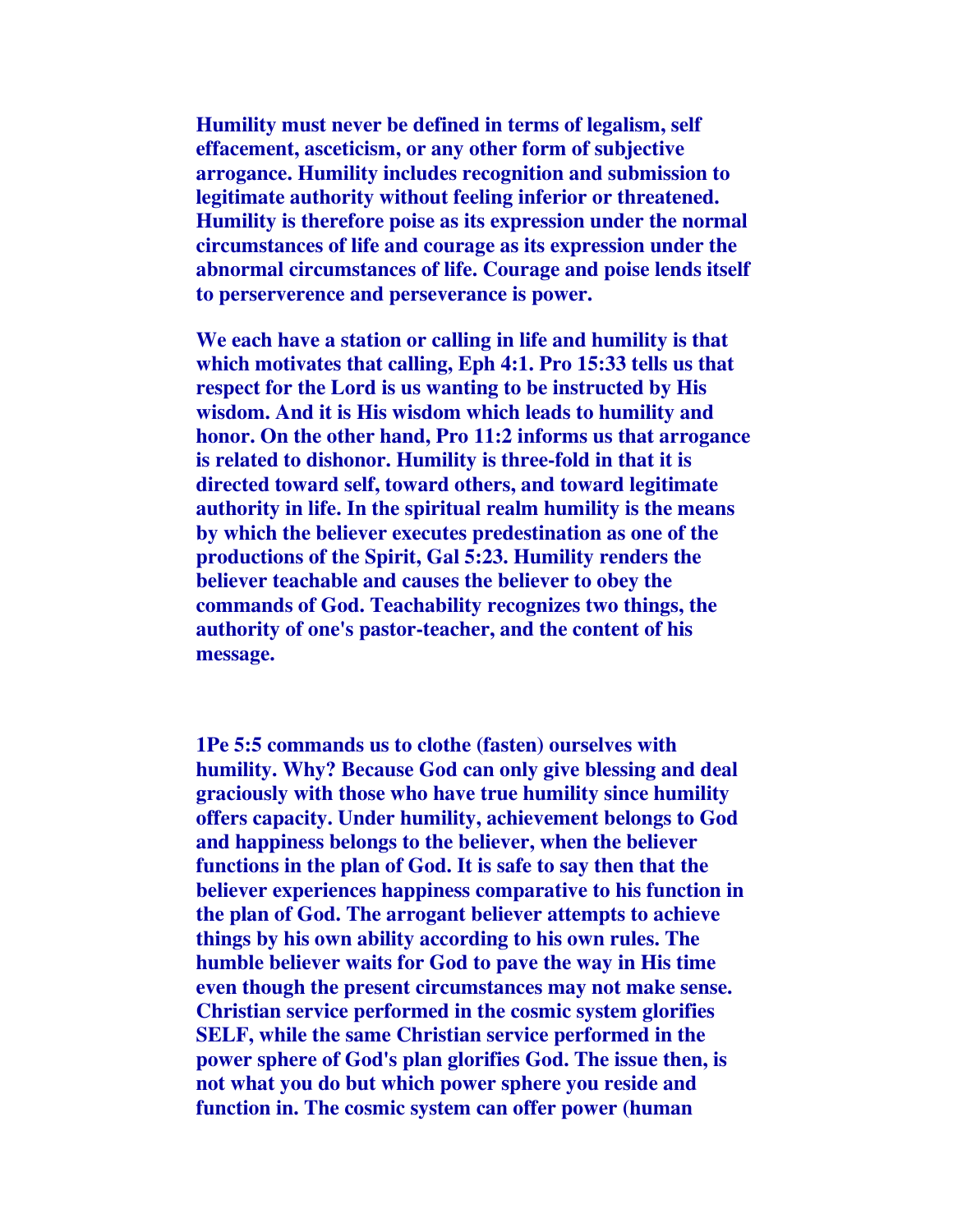**Humility must never be defined in terms of legalism, self effacement, asceticism, or any other form of subjective arrogance. Humility includes recognition and submission to legitimate authority without feeling inferior or threatened. Humility is therefore poise as its expression under the normal circumstances of life and courage as its expression under the abnormal circumstances of life. Courage and poise lends itself to perserverence and perseverance is power.**

**We each have a station or calling in life and humility is that which motivates that calling, Eph 4:1. Pro 15:33 tells us that respect for the Lord is us wanting to be instructed by His wisdom. And it is His wisdom which leads to humility and honor. On the other hand, Pro 11:2 informs us that arrogance is related to dishonor. Humility is three-fold in that it is directed toward self, toward others, and toward legitimate authority in life. In the spiritual realm humility is the means by which the believer executes predestination as one of the productions of the Spirit, Gal 5:23. Humility renders the believer teachable and causes the believer to obey the commands of God. Teachability recognizes two things, the authority of one's pastor-teacher, and the content of his message.**

**1Pe 5:5 commands us to clothe (fasten) ourselves with humility. Why? Because God can only give blessing and deal graciously with those who have true humility since humility offers capacity. Under humility, achievement belongs to God and happiness belongs to the believer, when the believer functions in the plan of God. It is safe to say then that the believer experiences happiness comparative to his function in the plan of God. The arrogant believer attempts to achieve things by his own ability according to his own rules. The humble believer waits for God to pave the way in His time even though the present circumstances may not make sense. Christian service performed in the cosmic system glorifies SELF, while the same Christian service performed in the power sphere of God's plan glorifies God. The issue then, is not what you do but which power sphere you reside and function in. The cosmic system can offer power (human**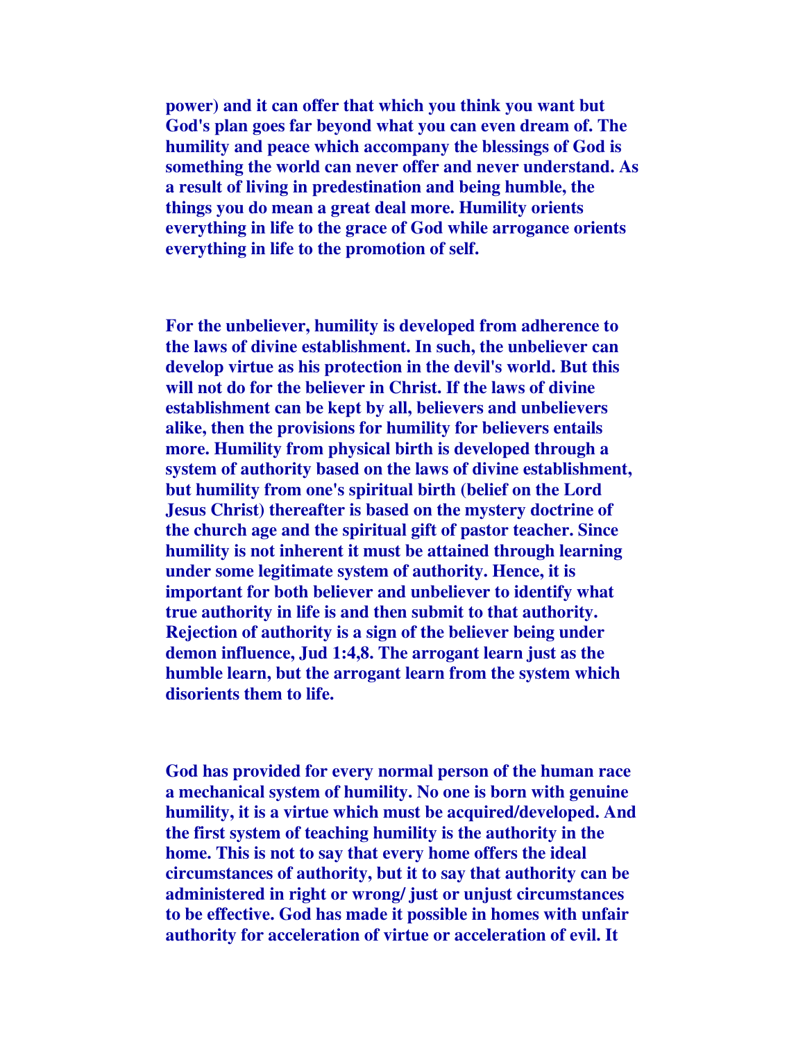power) and it can offer that which you think you want but God's plan goes far beyond what you can even dream of. The humility and peace which accompany the blessings of God is something the world can never offer and never understand. As a result of living in predestination and being humble, the things you do mean a great deal more. Humility orients everything in life to the grace of God while arrogance orients everything in life to the promotion of self.

For the unbeliever, humility is developed from adherence to the laws of divine establishment. In such, the unbeliever can develop virtue as his protection in the devil's world. But this will not do for the believer in Christ. If the laws of divine establishment can be kept by all, believers and unbelievers alike, then the provisions for humility for believers entails more. Humility from physical birth is developed through a system of authority based on the laws of divine establishment, but humility from one's spiritual birth (belief on the Lord Jesus Christ) thereafter is based on the mystery doctrine of the church age and the spiritual gift of pastor teacher. Since humility is not inherent it must be attained through learning under some legitimate system of authority. Hence, it is important for both believer and unbeliever to identify what true authority in life is and then submit to that authority. Rejection of authority is a sign of the believer being under demon influence, Jud 1:4,8. The arrogant learn just as the humble learn, but the arrogant learn from the system which disorients them to life.

God has provided for every normal person of the human race a mechanical system of humility. No one is born with genuine humility, it is a virtue which must be acquired/developed. And the first system of teaching humility is the authority in the home. This is not to say that every home offers the ideal circumstances of authority, but it to say that authority can be administered in right or wrong/ just or unjust circumstances to be effective. God has made it possible in homes with unfair authority for acceleration of virtue or acceleration of evil. It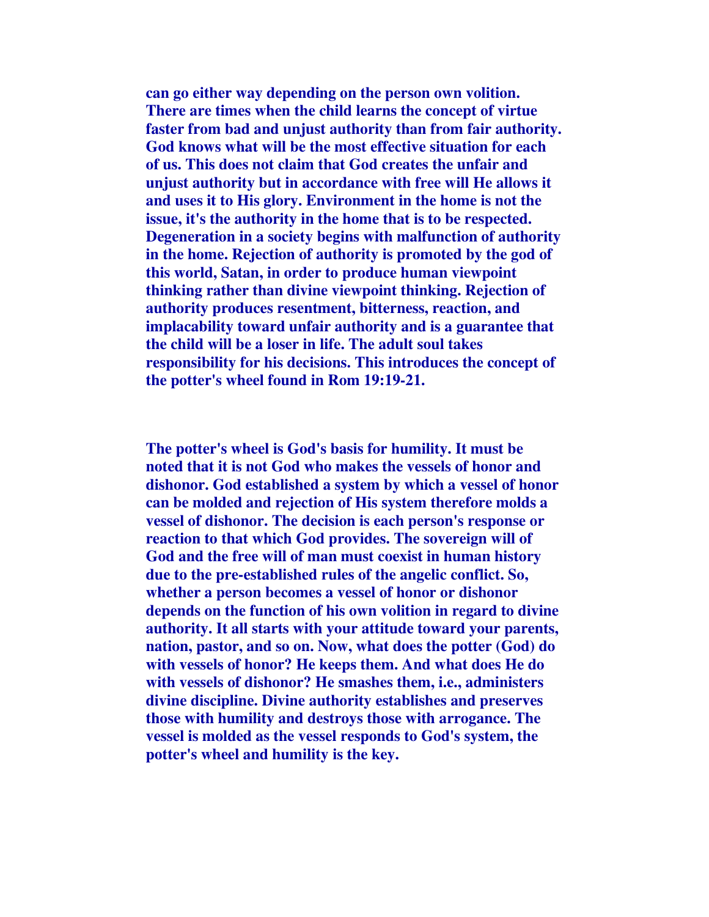**can go either way depending on the person own volition. There are times when the child learns the concept of virtue faster from bad and unjust authority than from fair authority. God knows what will be the most effective situation for each of us. This does not claim that God creates the unfair and unjust authority but in accordance with free will He allows it and uses it to His glory. Environment in the home is not the issue, it's the authority in the home that is to be respected. Degeneration in a society begins with malfunction of authority in the home. Rejection of authority is promoted by the god of this world, Satan, in order to produce human viewpoint thinking rather than divine viewpoint thinking. Rejection of authority produces resentment, bitterness, reaction, and implacability toward unfair authority and is a guarantee that the child will be a loser in life. The adult soul takes responsibility for his decisions. This introduces the concept of the potter's wheel found in Rom 19:19-21.**

**The potter's wheel is God's basis for humility. It must be noted that it is not God who makes the vessels of honor and dishonor. God established a system by which a vessel of honor can be molded and rejection of His system therefore molds a vessel of dishonor. The decision is each person's response or reaction to that which God provides. The sovereign will of God and the free will of man must coexist in human history due to the pre-established rules of the angelic conflict. So, whether a person becomes a vessel of honor or dishonor depends on the function of his own volition in regard to divine authority. It all starts with your attitude toward your parents, nation, pastor, and so on. Now, what does the potter (God) do with vessels of honor? He keeps them. And what does He do with vessels of dishonor? He smashes them, i.e., administers divine discipline. Divine authority establishes and preserves those with humility and destroys those with arrogance. The vessel is molded as the vessel responds to God's system, the potter's wheel and humility is the key.**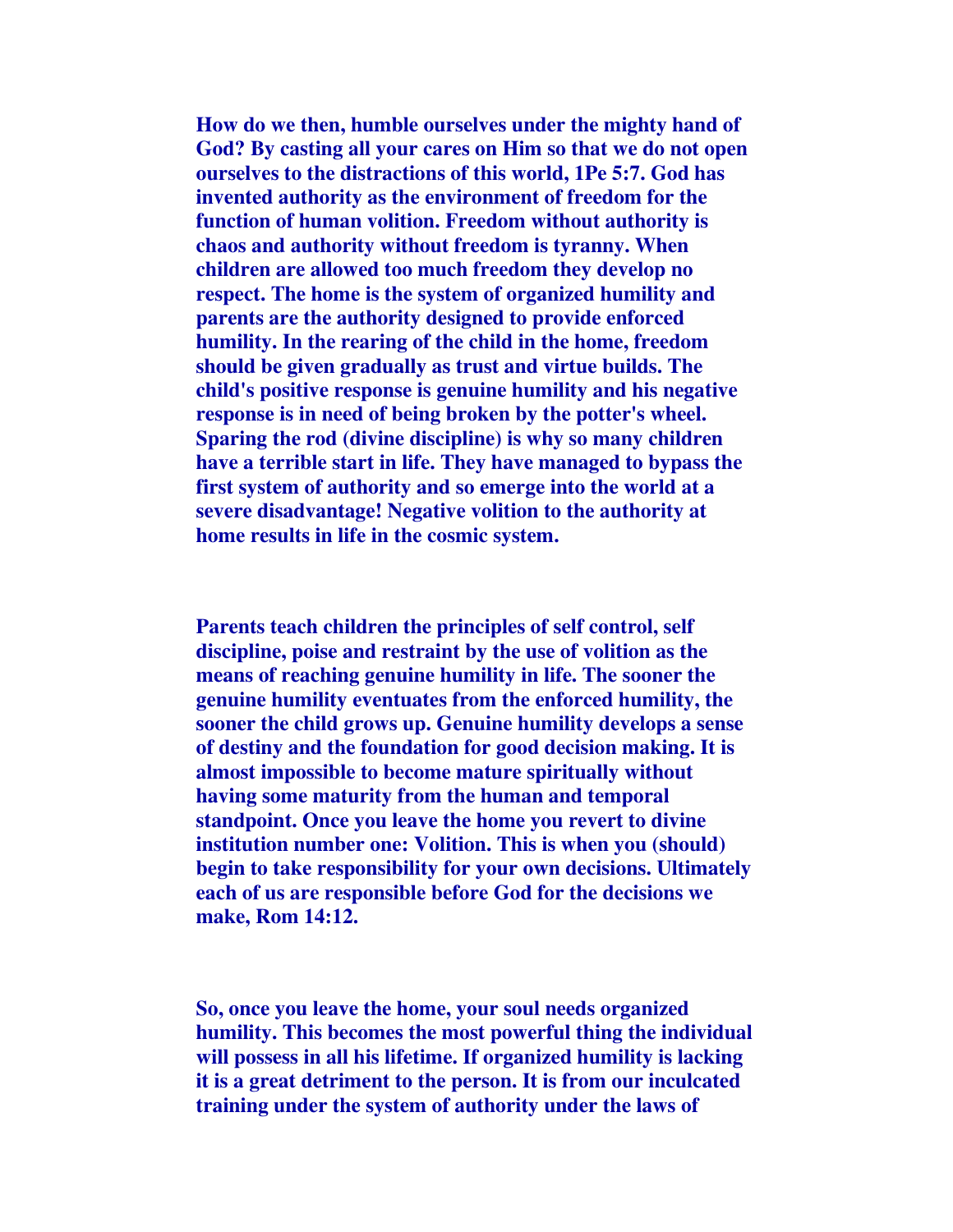**How do we then, humble ourselves under the mighty hand of God? By casting all your cares on Him so that we do not open ourselves to the distractions of this world, 1Pe 5:7. God has invented authority as the environment of freedom for the function of human volition. Freedom without authority is chaos and authority without freedom is tyranny. When children are allowed too much freedom they develop no respect. The home is the system of organized humility and parents are the authority designed to provide enforced humility. In the rearing of the child in the home, freedom should be given gradually as trust and virtue builds. The child's positive response is genuine humility and his negative response is in need of being broken by the potter's wheel. Sparing the rod (divine discipline) is why so many children have a terrible start in life. They have managed to bypass the first system of authority and so emerge into the world at a severe disadvantage! Negative volition to the authority at home results in life in the cosmic system.**

**Parents teach children the principles of self control, self discipline, poise and restraint by the use of volition as the means of reaching genuine humility in life. The sooner the genuine humility eventuates from the enforced humility, the sooner the child grows up. Genuine humility develops a sense of destiny and the foundation for good decision making. It is almost impossible to become mature spiritually without having some maturity from the human and temporal standpoint. Once you leave the home you revert to divine institution number one: Volition. This is when you (should) begin to take responsibility for your own decisions. Ultimately each of us are responsible before God for the decisions we make, Rom 14:12.**

**So, once you leave the home, your soul needs organized humility. This becomes the most powerful thing the individual will possess in all his lifetime. If organized humility is lacking it is a great detriment to the person. It is from our inculcated training under the system of authority under the laws of**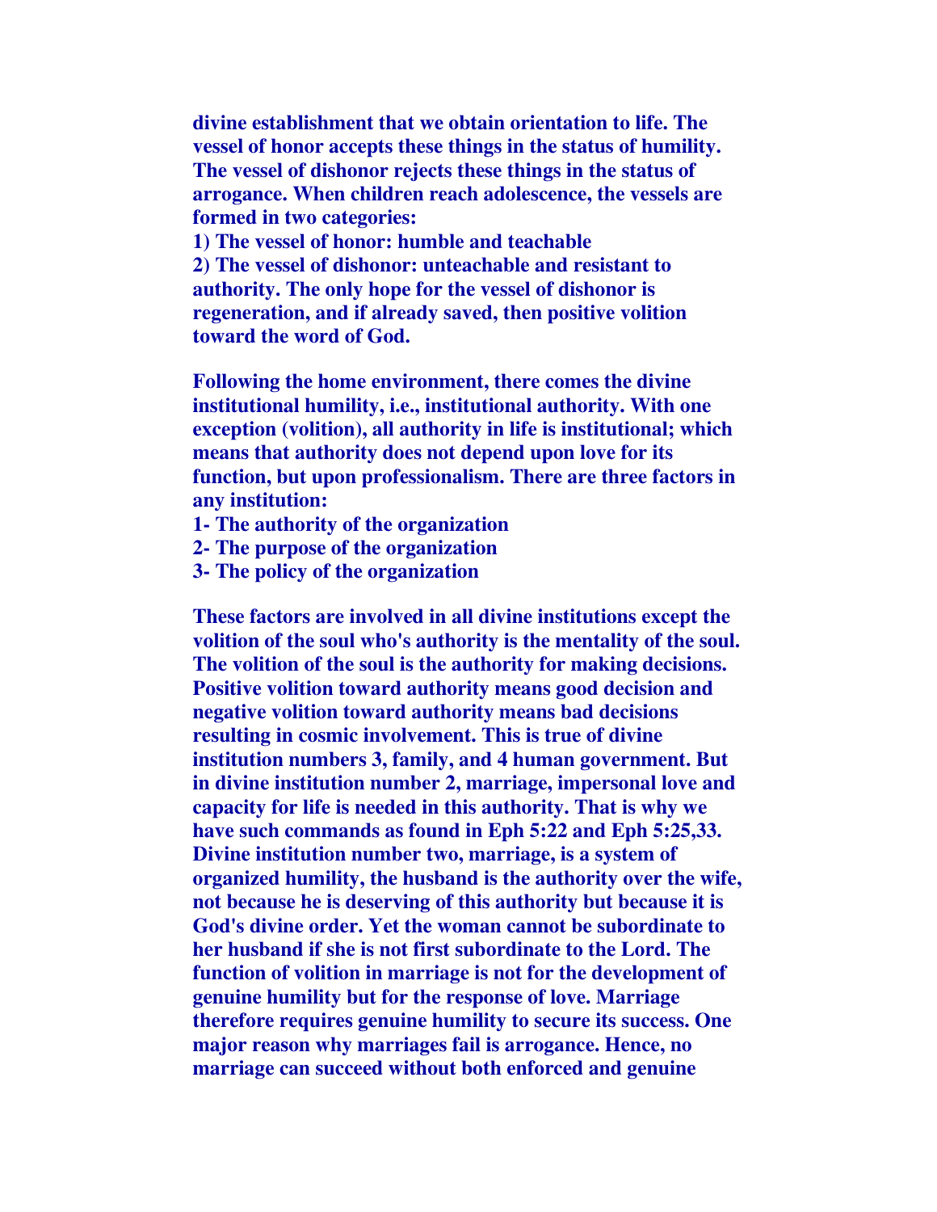**divine establishment that we obtain orientation to life. The vessel of honor accepts these things in the status of humility. The vessel of dishonor rejects these things in the status of arrogance. When children reach adolescence, the vessels are formed in two categories:**

**1) The vessel of honor: humble and teachable**

**2) The vessel of dishonor: unteachable and resistant to authority. The only hope for the vessel of dishonor is regeneration, and if already saved, then positive volition toward the word of God.**

**Following the home environment, there comes the divine institutional humility, i.e., institutional authority. With one exception (volition), all authority in life is institutional; which means that authority does not depend upon love for its function, but upon professionalism. There are three factors in any institution:**

**1- The authority of the organization**

**2- The purpose of the organization**

**3- The policy of the organization**

**These factors are involved in all divine institutions except the volition of the soul who's authority is the mentality of the soul. The volition of the soul is the authority for making decisions. Positive volition toward authority means good decision and negative volition toward authority means bad decisions resulting in cosmic involvement. This is true of divine institution numbers 3, family, and 4 human government. But in divine institution number 2, marriage, impersonal love and capacity for life is needed in this authority. That is why we have such commands as found in Eph 5:22 and Eph 5:25,33. Divine institution number two, marriage, is a system of organized humility, the husband is the authority over the wife, not because he is deserving of this authority but because it is God's divine order. Yet the woman cannot be subordinate to her husband if she is not first subordinate to the Lord. The function of volition in marriage is not for the development of genuine humility but for the response of love. Marriage therefore requires genuine humility to secure its success. One major reason why marriages fail is arrogance. Hence, no marriage can succeed without both enforced and genuine**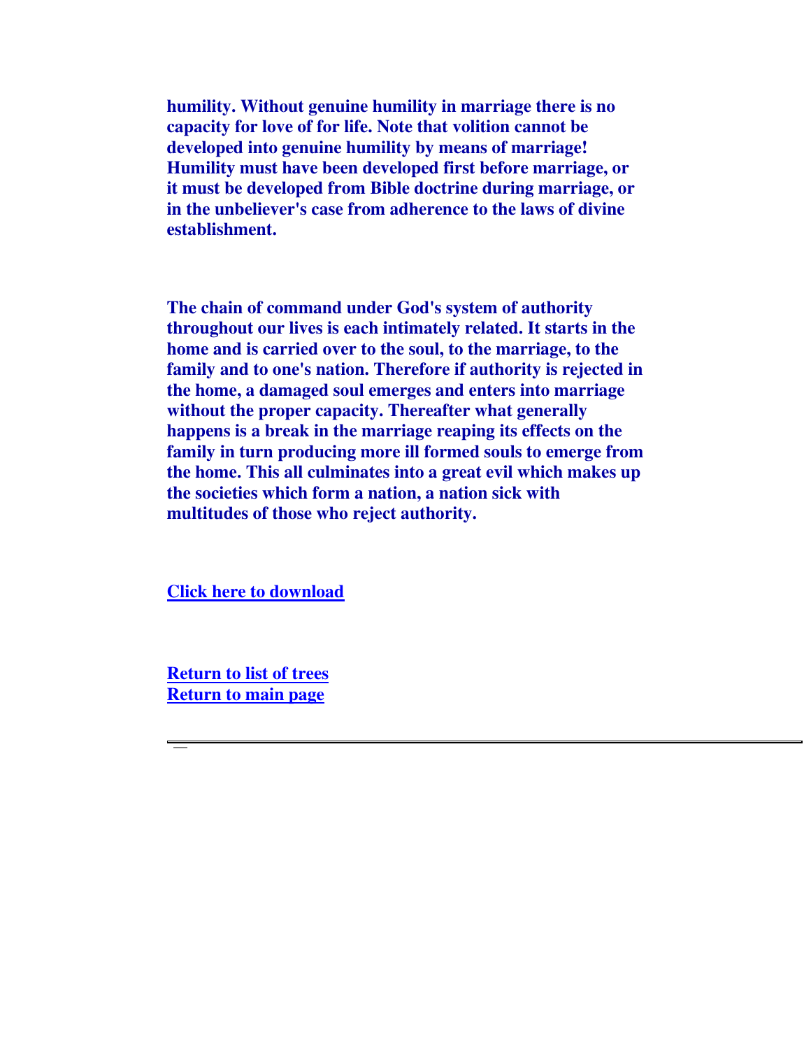**humility. Without genuine humility in marriage there is no capacity for love of for life. Note that volition cannot be developed into genuine humility by means of marriage! Humility must have been developed first before marriage, or it must be developed from Bible doctrine during marriage, or in the unbeliever's case from adherence to the laws of divine establishment.**

**The chain of command under God's system of authority throughout our lives is each intimately related. It starts in the home and is carried over to the soul, to the marriage, to the family and to one's nation. Therefore if authority is rejected in the home, a damaged soul emerges and enters into marriage without the proper capacity. Thereafter what generally happens is a break in the marriage reaping its effects on the family in turn producing more ill formed souls to emerge from the home. This all culminates into a great evil which makes up the societies which form a nation, a nation sick with multitudes of those who reject authority.**

**Click here to download**

**Return to list of trees**
**Return to main page**

---